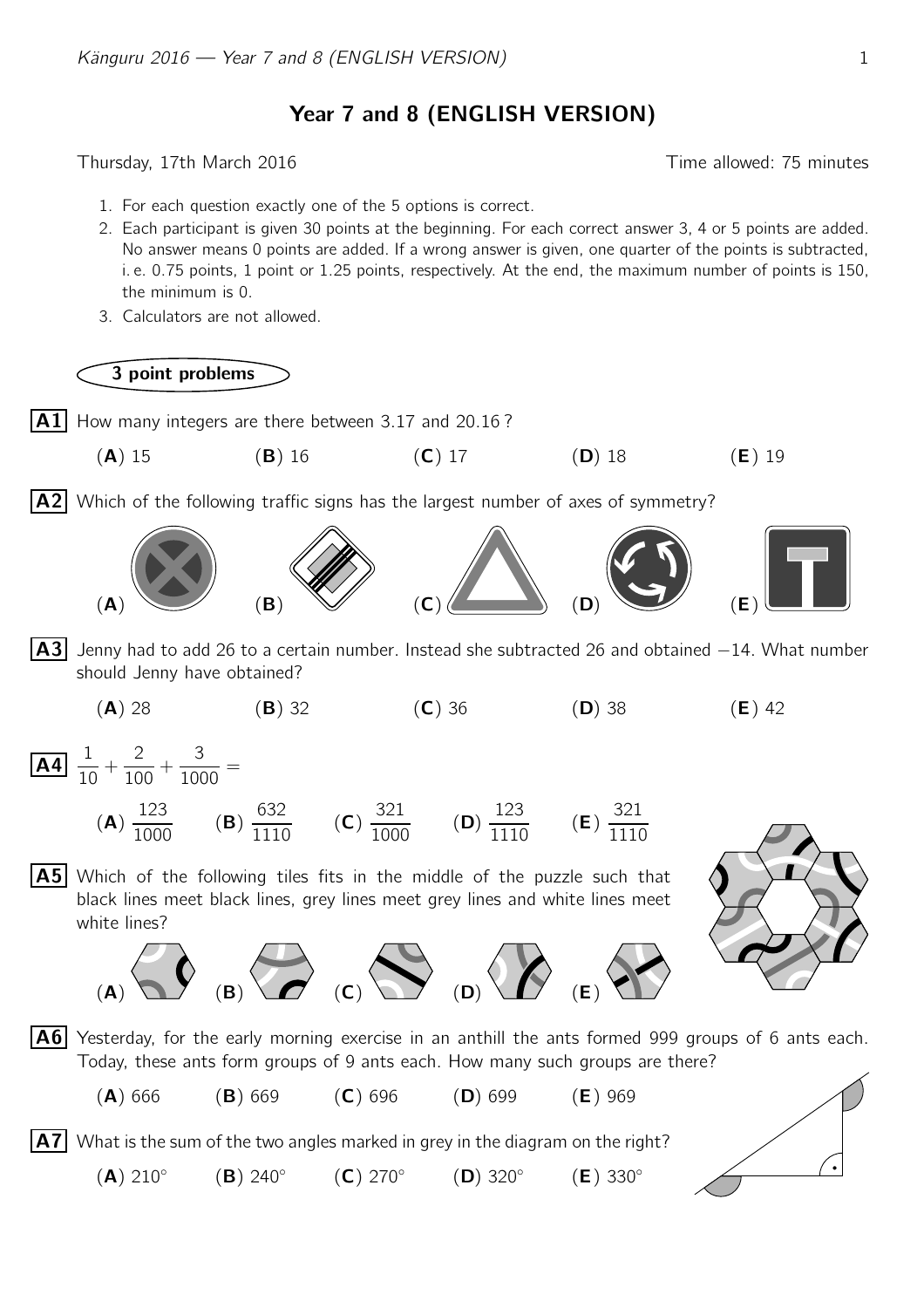# Year 7 and 8 (ENGLISH VERSION)

Thursday, 17th March 2016 — Time allowed: 75 minutes

1. For each question exactly one of the 5 options is correct.
2. Each participant is given 30 points at the beginning. For each correct answer 3, 4 or 5 points are added. No answer means 0 points are added. If a wrong answer is given, one quarter of the points is subtracted, i. e. 0.75 points, 1 point or 1.25 points, respectively. At the end, the maximum number of points is 150, the minimum is 0.
3. Calculators are not allowed.

## 3 point problems

**A1** How many integers are there between 3.17 and 20.16 ?

(**A**) 15 (**B**) 16 (**C**) 17 (**D**) 18 (**E**) 19

**A2** Which of the following traffic signs has the largest number of axes of symmetry?

(**A**) (**B**) (**C**) (**D**) (**E**)

**A3** Jenny had to add 26 to a certain number. Instead she subtracted 26 and obtained −14. What number should Jenny have obtained?

(**A**) 28 (**B**) 32 (**C**) 36 (**D**) 38 (**E**) 42

**A4** $\frac{1}{10} + \frac{2}{100} + \frac{3}{1000} =$

(**A**) $\frac{123}{1000}$ (**B**) $\frac{632}{1110}$ (**C**) $\frac{321}{1000}$ (**D**) $\frac{123}{1110}$ (**E**) $\frac{321}{1110}$

**A5** Which of the following tiles fits in the middle of the puzzle such that black lines meet black lines, grey lines meet grey lines and white lines meet white lines?

(**A**) (**B**) (**C**) (**D**) (**E**)

**A6** Yesterday, for the early morning exercise in an anthill the ants formed 999 groups of 6 ants each. Today, these ants form groups of 9 ants each. How many such groups are there?

(**A**) 666 (**B**) 669 (**C**) 696 (**D**) 699 (**E**) 969

**A7** What is the sum of the two angles marked in grey in the diagram on the right?

(**A**) 210° (**B**) 240° (**C**) 270° (**D**) 320° (**E**) 330°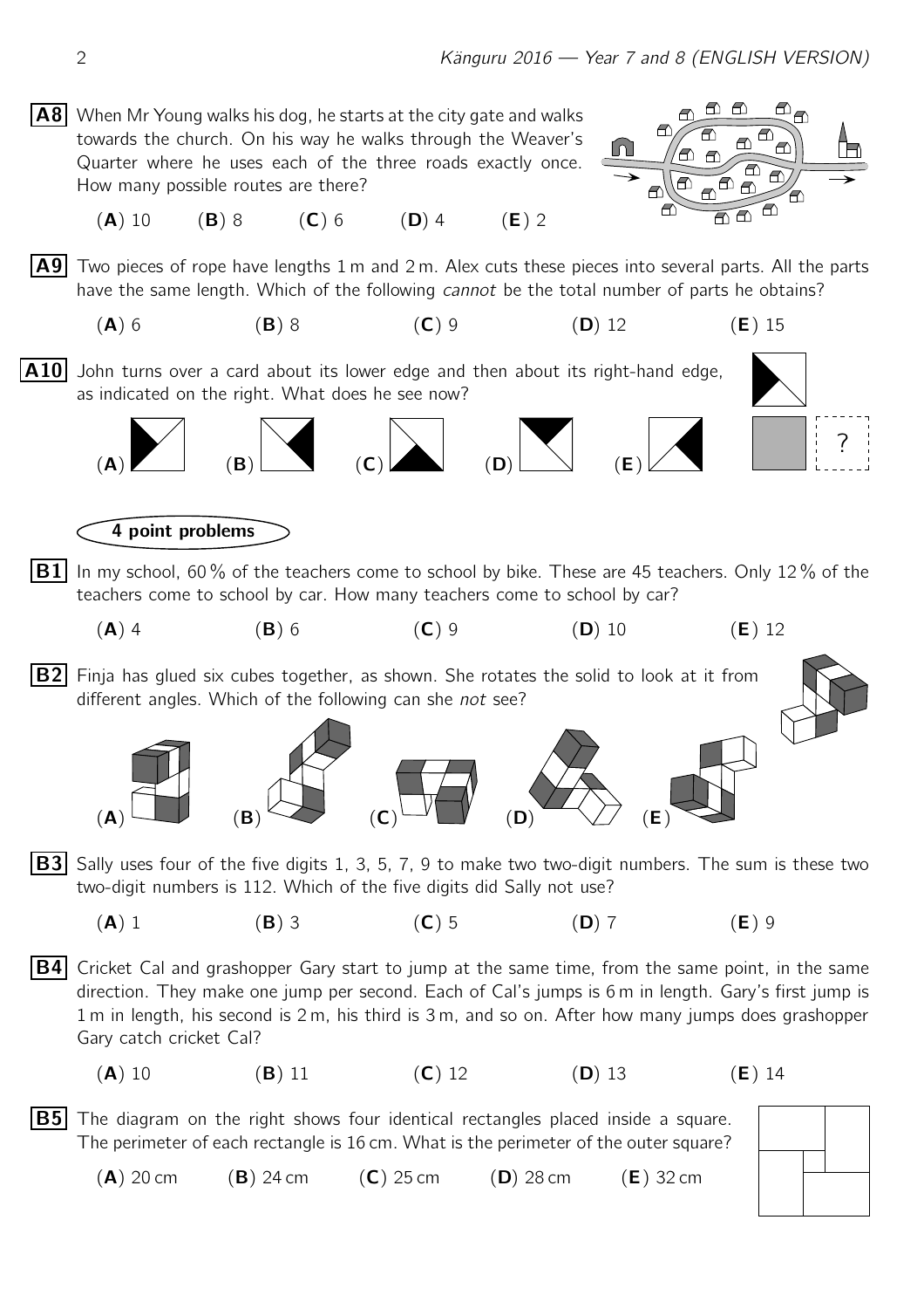**A8** When Mr Young walks his dog, he starts at the city gate and walks towards the church. On his way he walks through the Weaver's Quarter where he uses each of the three roads exactly once. How many possible routes are there?

(**A**) 10 (**B**) 8 (**C**) 6 (**D**) 4 (**E**) 2

**A9** Two pieces of rope have lengths 1 m and 2 m. Alex cuts these pieces into several parts. All the parts have the same length. Which of the following *cannot* be the total number of parts he obtains?

(**A**) 6 (**B**) 8 (**C**) 9 (**D**) 12 (**E**) 15

**A10** John turns over a card about its lower edge and then about its right-hand edge, as indicated on the right. What does he see now?

(**A**) (**B**) (**C**) (**D**) (**E**)

## 4 point problems

**B1** In my school, 60 % of the teachers come to school by bike. These are 45 teachers. Only 12 % of the teachers come to school by car. How many teachers come to school by car?

(**A**) 4 (**B**) 6 (**C**) 9 (**D**) 10 (**E**) 12

**B2** Finja has glued six cubes together, as shown. She rotates the solid to look at it from different angles. Which of the following can she *not* see?

(**A**) (**B**) (**C**) (**D**) (**E**)

**B3** Sally uses four of the five digits 1, 3, 5, 7, 9 to make two two-digit numbers. The sum is these two two-digit numbers is 112. Which of the five digits did Sally not use?

(**A**) 1 (**B**) 3 (**C**) 5 (**D**) 7 (**E**) 9

**B4** Cricket Cal and grashopper Gary start to jump at the same time, from the same point, in the same direction. They make one jump per second. Each of Cal's jumps is 6 m in length. Gary's first jump is 1 m in length, his second is 2 m, his third is 3 m, and so on. After how many jumps does grashopper Gary catch cricket Cal?

(**A**) 10 (**B**) 11 (**C**) 12 (**D**) 13 (**E**) 14

**B5** The diagram on the right shows four identical rectangles placed inside a square. The perimeter of each rectangle is 16 cm. What is the perimeter of the outer square?

(**A**) 20 cm (**B**) 24 cm (**C**) 25 cm (**D**) 28 cm (**E**) 32 cm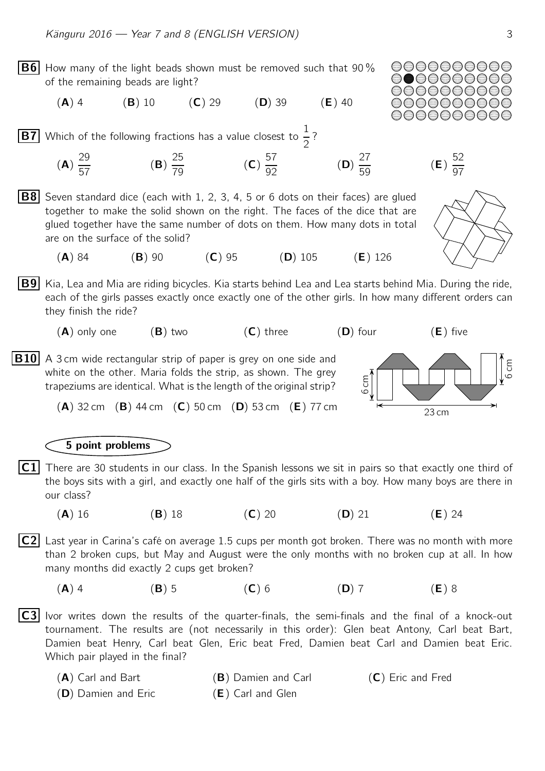**B6** How many of the light beads shown must be removed such that 90 % of the remaining beads are light?

(**A**) 4 (**B**) 10 (**C**) 29 (**D**) 39 (**E**) 40

**B7** Which of the following fractions has a value closest to $\frac{1}{2}$?

(**A**) $\frac{29}{57}$ (**B**) $\frac{25}{79}$ (**C**) $\frac{57}{92}$ (**D**) $\frac{27}{59}$ (**E**) $\frac{52}{97}$

**B8** Seven standard dice (each with 1, 2, 3, 4, 5 or 6 dots on their faces) are glued together to make the solid shown on the right. The faces of the dice that are glued together have the same number of dots on them. How many dots in total are on the surface of the solid?

(**A**) 84 (**B**) 90 (**C**) 95 (**D**) 105 (**E**) 126

**B9** Kia, Lea and Mia are riding bicycles. Kia starts behind Lea and Lea starts behind Mia. During the ride, each of the girls passes exactly once exactly one of the other girls. In how many different orders can they finish the ride?

(**A**) only one (**B**) two (**C**) three (**D**) four (**E**) five

**B10** A 3 cm wide rectangular strip of paper is grey on one side and white on the other. Maria folds the strip, as shown. The grey trapeziums are identical. What is the length of the original strip?

(**A**) 32 cm (**B**) 44 cm (**C**) 50 cm (**D**) 53 cm (**E**) 77 cm

## 5 point problems

**C1** There are 30 students in our class. In the Spanish lessons we sit in pairs so that exactly one third of the boys sits with a girl, and exactly one half of the girls sits with a boy. How many boys are there in our class?

(**A**) 16 (**B**) 18 (**C**) 20 (**D**) 21 (**E**) 24

**C2** Last year in Carina's café on average 1.5 cups per month got broken. There was no month with more than 2 broken cups, but May and August were the only months with no broken cup at all. In how many months did exactly 2 cups get broken?

(**A**) 4 (**B**) 5 (**C**) 6 (**D**) 7 (**E**) 8

**C3** Ivor writes down the results of the quarter-finals, the semi-finals and the final of a knock-out tournament. The results are (not necessarily in this order): Glen beat Antony, Carl beat Bart, Damien beat Henry, Carl beat Glen, Eric beat Fred, Damien beat Carl and Damien beat Eric. Which pair played in the final?

(**A**) Carl and Bart (**B**) Damien and Carl (**C**) Eric and Fred
(**D**) Damien and Eric (**E**) Carl and Glen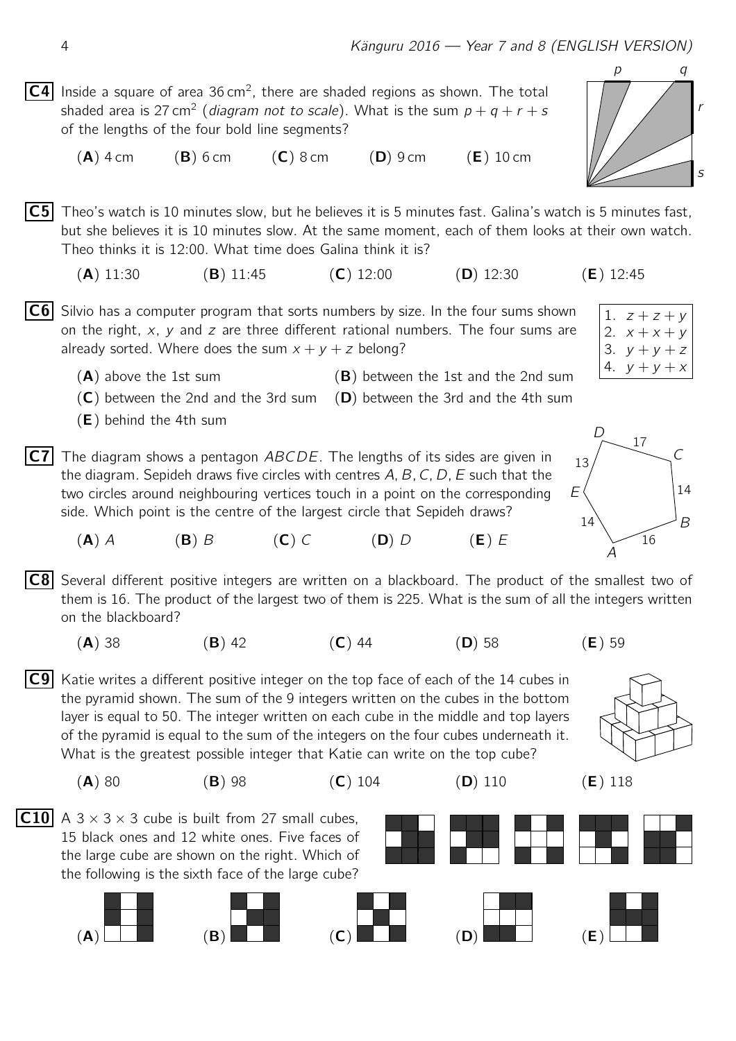**C4** Inside a square of area $36\,\text{cm}^2$, there are shaded regions as shown. The total shaded area is $27\,\text{cm}^2$ (*diagram not to scale*). What is the sum $p+q+r+s$ of the lengths of the four bold line segments?

(**A**) 4 cm (**B**) 6 cm (**C**) 8 cm (**D**) 9 cm (**E**) 10 cm

**C5** Theo's watch is 10 minutes slow, but he believes it is 5 minutes fast. Galina's watch is 5 minutes fast, but she believes it is 10 minutes slow. At the same moment, each of them looks at their own watch. Theo thinks it is 12:00. What time does Galina think it is?

(**A**) 11:30 (**B**) 11:45 (**C**) 12:00 (**D**) 12:30 (**E**) 12:45

**C6** Silvio has a computer program that sorts numbers by size. In the four sums shown on the right, $x$, $y$ and $z$ are three different rational numbers. The four sums are already sorted. Where does the sum $x+y+z$ belong?

1. $z+z+y$
2. $x+x+y$
3. $y+y+z$
4. $y+y+x$

(**A**) above the 1st sum
(**B**) between the 1st and the 2nd sum
(**C**) between the 2nd and the 3rd sum
(**D**) between the 3rd and the 4th sum
(**E**) behind the 4th sum

**C7** The diagram shows a pentagon $ABCDE$. The lengths of its sides are given in the diagram. Sepideh draws five circles with centres $A, B, C, D, E$ such that the two circles around neighbouring vertices touch in a point on the corresponding side. Which point is the centre of the largest circle that Sepideh draws?

(**A**) $A$ (**B**) $B$ (**C**) $C$ (**D**) $D$ (**E**) $E$

**C8** Several different positive integers are written on a blackboard. The product of the smallest two of them is 16. The product of the largest two of them is 225. What is the sum of all the integers written on the blackboard?

(**A**) 38 (**B**) 42 (**C**) 44 (**D**) 58 (**E**) 59

**C9** Katie writes a different positive integer on the top face of each of the 14 cubes in the pyramid shown. The sum of the 9 integers written on the cubes in the bottom layer is equal to 50. The integer written on each cube in the middle and top layers of the pyramid is equal to the sum of the integers on the four cubes underneath it. What is the greatest possible integer that Katie can write on the top cube?

(**A**) 80 (**B**) 98 (**C**) 104 (**D**) 110 (**E**) 118

**C10** A $3\times3\times3$ cube is built from 27 small cubes, 15 black ones and 12 white ones. Five faces of the large cube are shown on the right. Which of the following is the sixth face of the large cube?

(**A**) (**B**) (**C**) (**D**) (**E**)